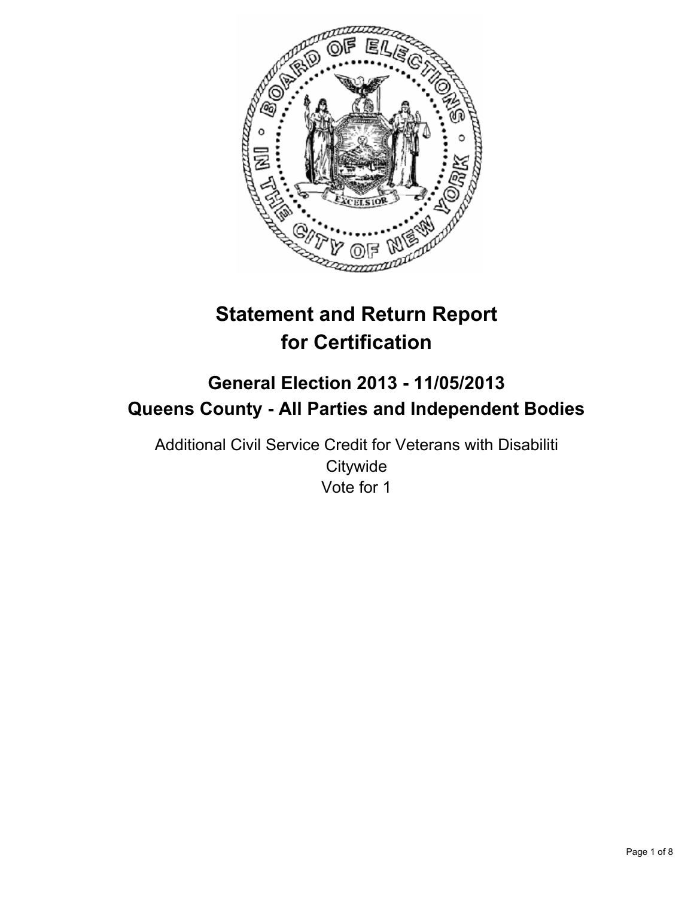# Statement and Return Report for Certification

## General Election 2013 - 11/05/2013
## Queens County - All Parties and Independent Bodies

Additional Civil Service Credit for Veterans with Disabiliti
Citywide
Vote for 1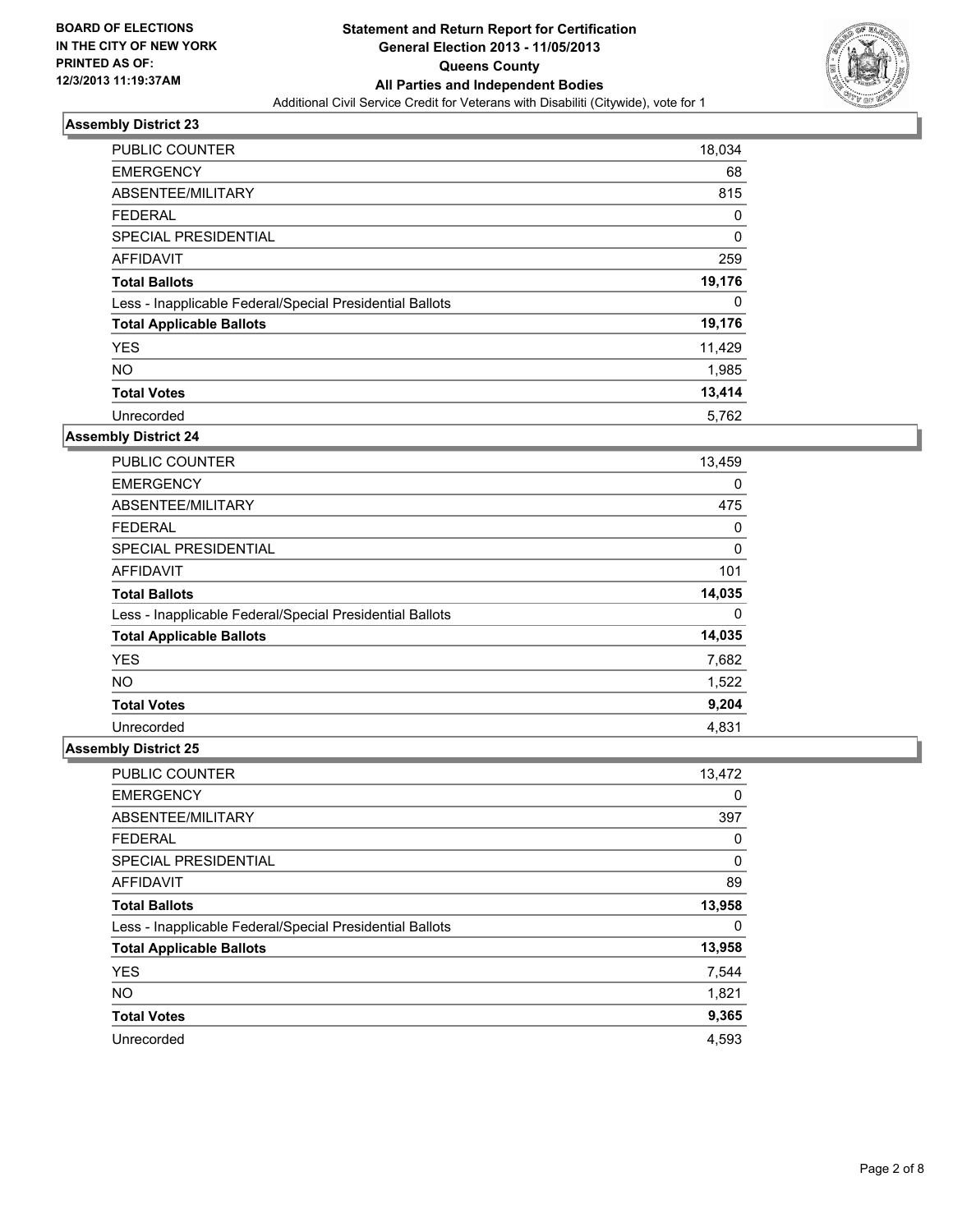BOARD OF ELECTIONS
IN THE CITY OF NEW YORK
PRINTED AS OF:
12/3/2013 11:19:37AM

**Statement and Return Report for Certification**
**General Election 2013 - 11/05/2013**
**Queens County**
**All Parties and Independent Bodies**
Additional Civil Service Credit for Veterans with Disabiliti (Citywide), vote for 1

### Assembly District 23

| | |
|---|---|
| PUBLIC COUNTER | 18,034 |
| EMERGENCY | 68 |
| ABSENTEE/MILITARY | 815 |
| FEDERAL | 0 |
| SPECIAL PRESIDENTIAL | 0 |
| AFFIDAVIT | 259 |
| **Total Ballots** | **19,176** |
| Less - Inapplicable Federal/Special Presidential Ballots | 0 |
| **Total Applicable Ballots** | **19,176** |
| YES | 11,429 |
| NO | 1,985 |
| **Total Votes** | **13,414** |
| Unrecorded | 5,762 |

### Assembly District 24

| | |
|---|---|
| PUBLIC COUNTER | 13,459 |
| EMERGENCY | 0 |
| ABSENTEE/MILITARY | 475 |
| FEDERAL | 0 |
| SPECIAL PRESIDENTIAL | 0 |
| AFFIDAVIT | 101 |
| **Total Ballots** | **14,035** |
| Less - Inapplicable Federal/Special Presidential Ballots | 0 |
| **Total Applicable Ballots** | **14,035** |
| YES | 7,682 |
| NO | 1,522 |
| **Total Votes** | **9,204** |
| Unrecorded | 4,831 |

### Assembly District 25

| | |
|---|---|
| PUBLIC COUNTER | 13,472 |
| EMERGENCY | 0 |
| ABSENTEE/MILITARY | 397 |
| FEDERAL | 0 |
| SPECIAL PRESIDENTIAL | 0 |
| AFFIDAVIT | 89 |
| **Total Ballots** | **13,958** |
| Less - Inapplicable Federal/Special Presidential Ballots | 0 |
| **Total Applicable Ballots** | **13,958** |
| YES | 7,544 |
| NO | 1,821 |
| **Total Votes** | **9,365** |
| Unrecorded | 4,593 |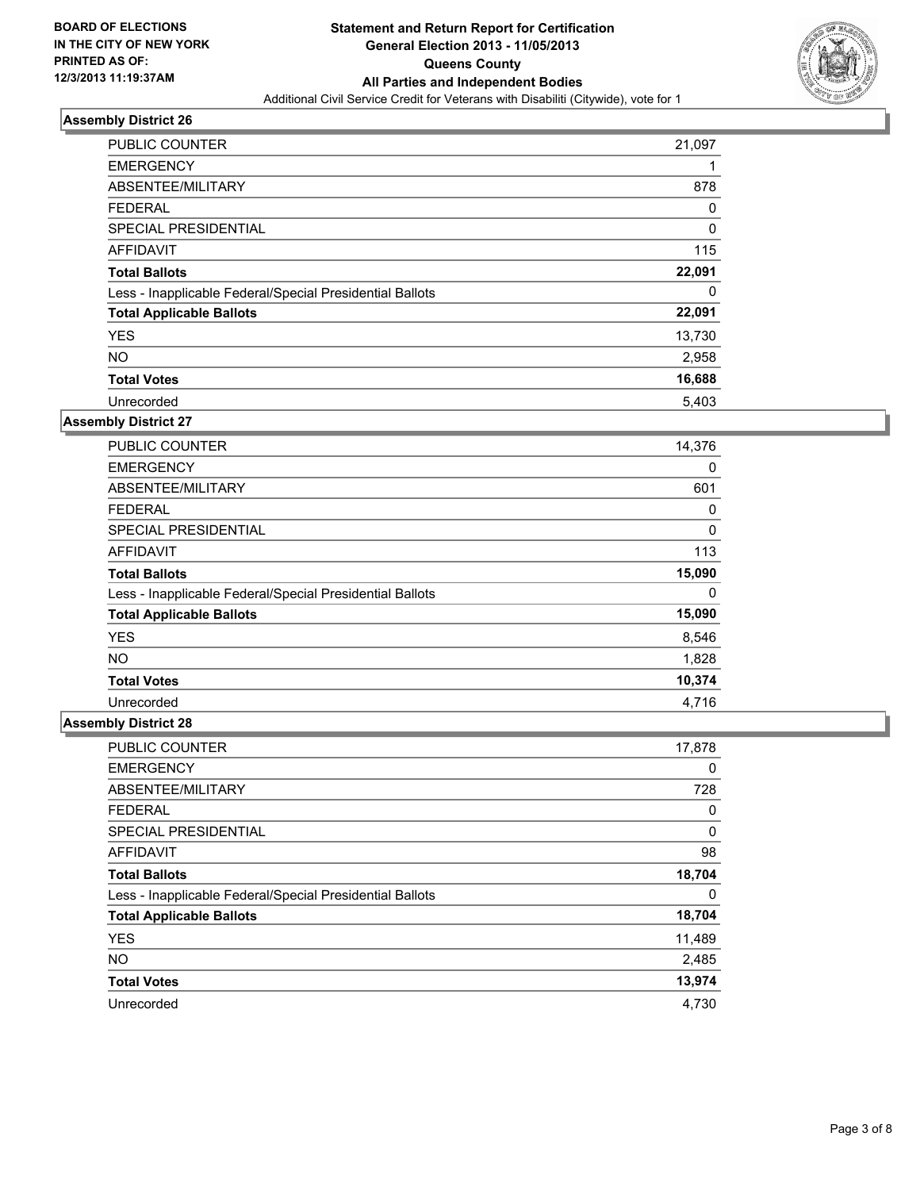**BOARD OF ELECTIONS IN THE CITY OF NEW YORK PRINTED AS OF: 12/3/2013 11:19:37AM**

# Statement and Return Report for Certification General Election 2013 - 11/05/2013 Queens County All Parties and Independent Bodies

Additional Civil Service Credit for Veterans with Disabiliti (Citywide), vote for 1

## Assembly District 26

| | |
|---|---|
| PUBLIC COUNTER | 21,097 |
| EMERGENCY | 1 |
| ABSENTEE/MILITARY | 878 |
| FEDERAL | 0 |
| SPECIAL PRESIDENTIAL | 0 |
| AFFIDAVIT | 115 |
| **Total Ballots** | **22,091** |
| Less - Inapplicable Federal/Special Presidential Ballots | 0 |
| **Total Applicable Ballots** | **22,091** |
| YES | 13,730 |
| NO | 2,958 |
| **Total Votes** | **16,688** |
| Unrecorded | 5,403 |

## Assembly District 27

| | |
|---|---|
| PUBLIC COUNTER | 14,376 |
| EMERGENCY | 0 |
| ABSENTEE/MILITARY | 601 |
| FEDERAL | 0 |
| SPECIAL PRESIDENTIAL | 0 |
| AFFIDAVIT | 113 |
| **Total Ballots** | **15,090** |
| Less - Inapplicable Federal/Special Presidential Ballots | 0 |
| **Total Applicable Ballots** | **15,090** |
| YES | 8,546 |
| NO | 1,828 |
| **Total Votes** | **10,374** |
| Unrecorded | 4,716 |

## Assembly District 28

| | |
|---|---|
| PUBLIC COUNTER | 17,878 |
| EMERGENCY | 0 |
| ABSENTEE/MILITARY | 728 |
| FEDERAL | 0 |
| SPECIAL PRESIDENTIAL | 0 |
| AFFIDAVIT | 98 |
| **Total Ballots** | **18,704** |
| Less - Inapplicable Federal/Special Presidential Ballots | 0 |
| **Total Applicable Ballots** | **18,704** |
| YES | 11,489 |
| NO | 2,485 |
| **Total Votes** | **13,974** |
| Unrecorded | 4,730 |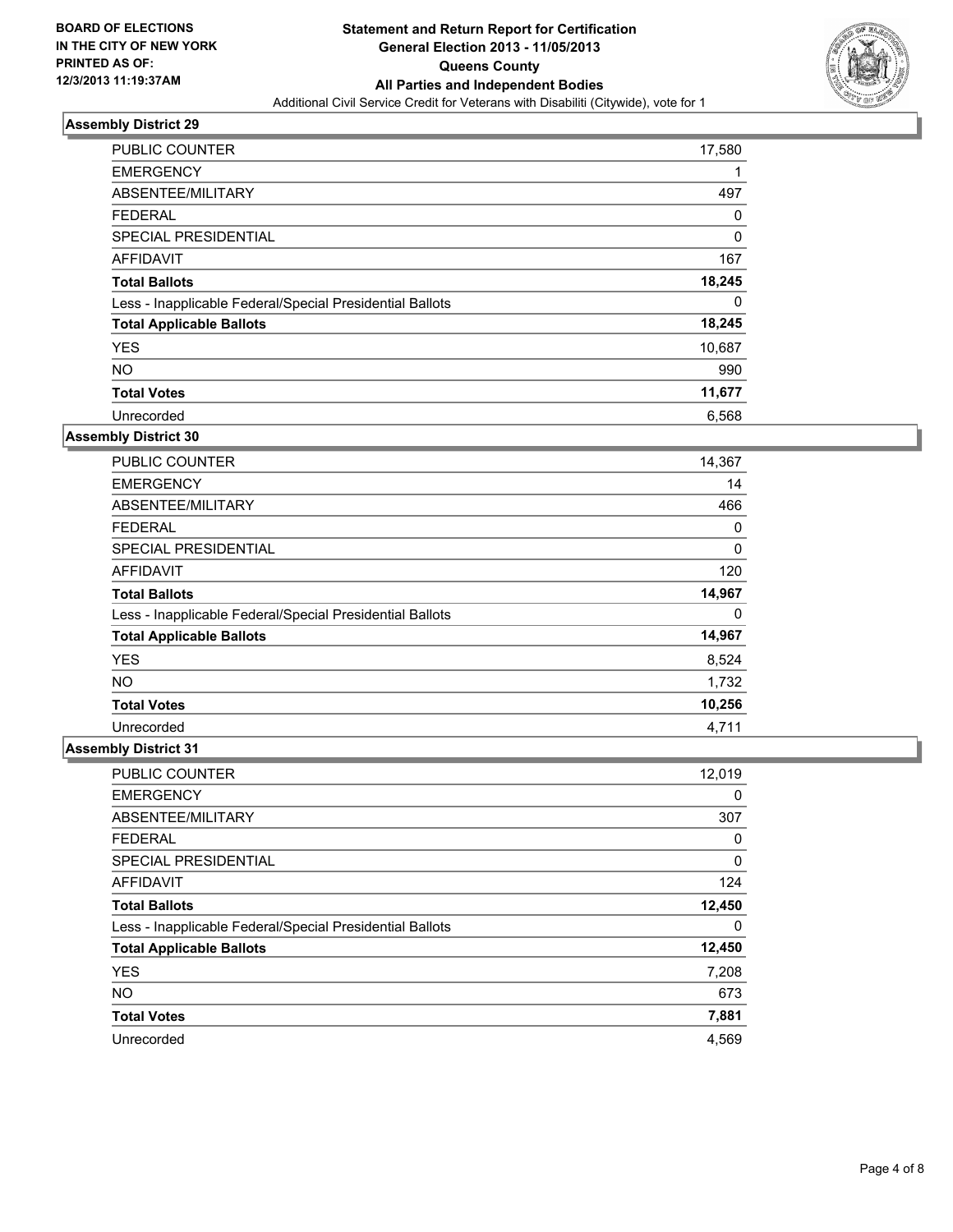BOARD OF ELECTIONS
IN THE CITY OF NEW YORK
PRINTED AS OF:
12/3/2013 11:19:37AM

**Statement and Return Report for Certification**
**General Election 2013 - 11/05/2013**
**Queens County**
**All Parties and Independent Bodies**
Additional Civil Service Credit for Veterans with Disabiliti (Citywide), vote for 1

### Assembly District 29

| | |
|---|---|
| PUBLIC COUNTER | 17,580 |
| EMERGENCY | 1 |
| ABSENTEE/MILITARY | 497 |
| FEDERAL | 0 |
| SPECIAL PRESIDENTIAL | 0 |
| AFFIDAVIT | 167 |
| **Total Ballots** | **18,245** |
| Less - Inapplicable Federal/Special Presidential Ballots | 0 |
| **Total Applicable Ballots** | **18,245** |
| YES | 10,687 |
| NO | 990 |
| **Total Votes** | **11,677** |
| Unrecorded | 6,568 |

### Assembly District 30

| | |
|---|---|
| PUBLIC COUNTER | 14,367 |
| EMERGENCY | 14 |
| ABSENTEE/MILITARY | 466 |
| FEDERAL | 0 |
| SPECIAL PRESIDENTIAL | 0 |
| AFFIDAVIT | 120 |
| **Total Ballots** | **14,967** |
| Less - Inapplicable Federal/Special Presidential Ballots | 0 |
| **Total Applicable Ballots** | **14,967** |
| YES | 8,524 |
| NO | 1,732 |
| **Total Votes** | **10,256** |
| Unrecorded | 4,711 |

### Assembly District 31

| | |
|---|---|
| PUBLIC COUNTER | 12,019 |
| EMERGENCY | 0 |
| ABSENTEE/MILITARY | 307 |
| FEDERAL | 0 |
| SPECIAL PRESIDENTIAL | 0 |
| AFFIDAVIT | 124 |
| **Total Ballots** | **12,450** |
| Less - Inapplicable Federal/Special Presidential Ballots | 0 |
| **Total Applicable Ballots** | **12,450** |
| YES | 7,208 |
| NO | 673 |
| **Total Votes** | **7,881** |
| Unrecorded | 4,569 |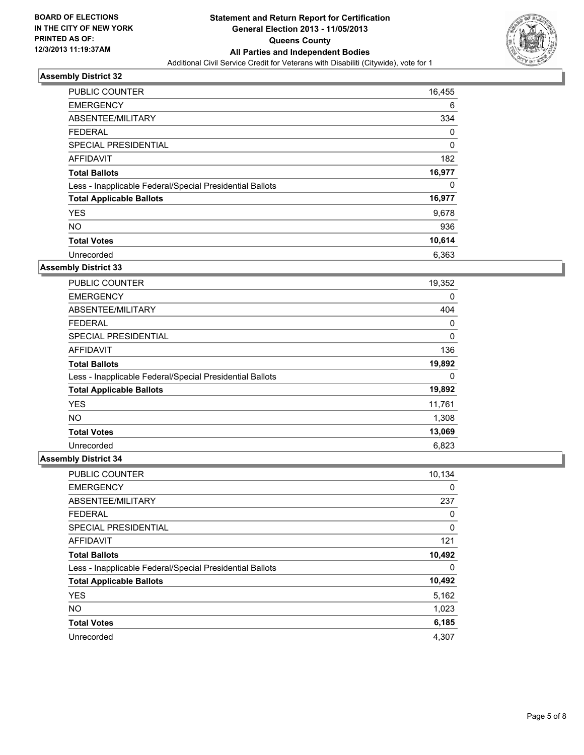**BOARD OF ELECTIONS IN THE CITY OF NEW YORK PRINTED AS OF: 12/3/2013 11:19:37AM**

**Statement and Return Report for Certification**
**General Election 2013 - 11/05/2013**
**Queens County**
**All Parties and Independent Bodies**
Additional Civil Service Credit for Veterans with Disabiliti (Citywide), vote for 1

### Assembly District 32

| | |
|---|---|
| PUBLIC COUNTER | 16,455 |
| EMERGENCY | 6 |
| ABSENTEE/MILITARY | 334 |
| FEDERAL | 0 |
| SPECIAL PRESIDENTIAL | 0 |
| AFFIDAVIT | 182 |
| **Total Ballots** | **16,977** |
| Less - Inapplicable Federal/Special Presidential Ballots | 0 |
| **Total Applicable Ballots** | **16,977** |
| YES | 9,678 |
| NO | 936 |
| **Total Votes** | **10,614** |
| Unrecorded | 6,363 |

### Assembly District 33

| | |
|---|---|
| PUBLIC COUNTER | 19,352 |
| EMERGENCY | 0 |
| ABSENTEE/MILITARY | 404 |
| FEDERAL | 0 |
| SPECIAL PRESIDENTIAL | 0 |
| AFFIDAVIT | 136 |
| **Total Ballots** | **19,892** |
| Less - Inapplicable Federal/Special Presidential Ballots | 0 |
| **Total Applicable Ballots** | **19,892** |
| YES | 11,761 |
| NO | 1,308 |
| **Total Votes** | **13,069** |
| Unrecorded | 6,823 |

### Assembly District 34

| | |
|---|---|
| PUBLIC COUNTER | 10,134 |
| EMERGENCY | 0 |
| ABSENTEE/MILITARY | 237 |
| FEDERAL | 0 |
| SPECIAL PRESIDENTIAL | 0 |
| AFFIDAVIT | 121 |
| **Total Ballots** | **10,492** |
| Less - Inapplicable Federal/Special Presidential Ballots | 0 |
| **Total Applicable Ballots** | **10,492** |
| YES | 5,162 |
| NO | 1,023 |
| **Total Votes** | **6,185** |
| Unrecorded | 4,307 |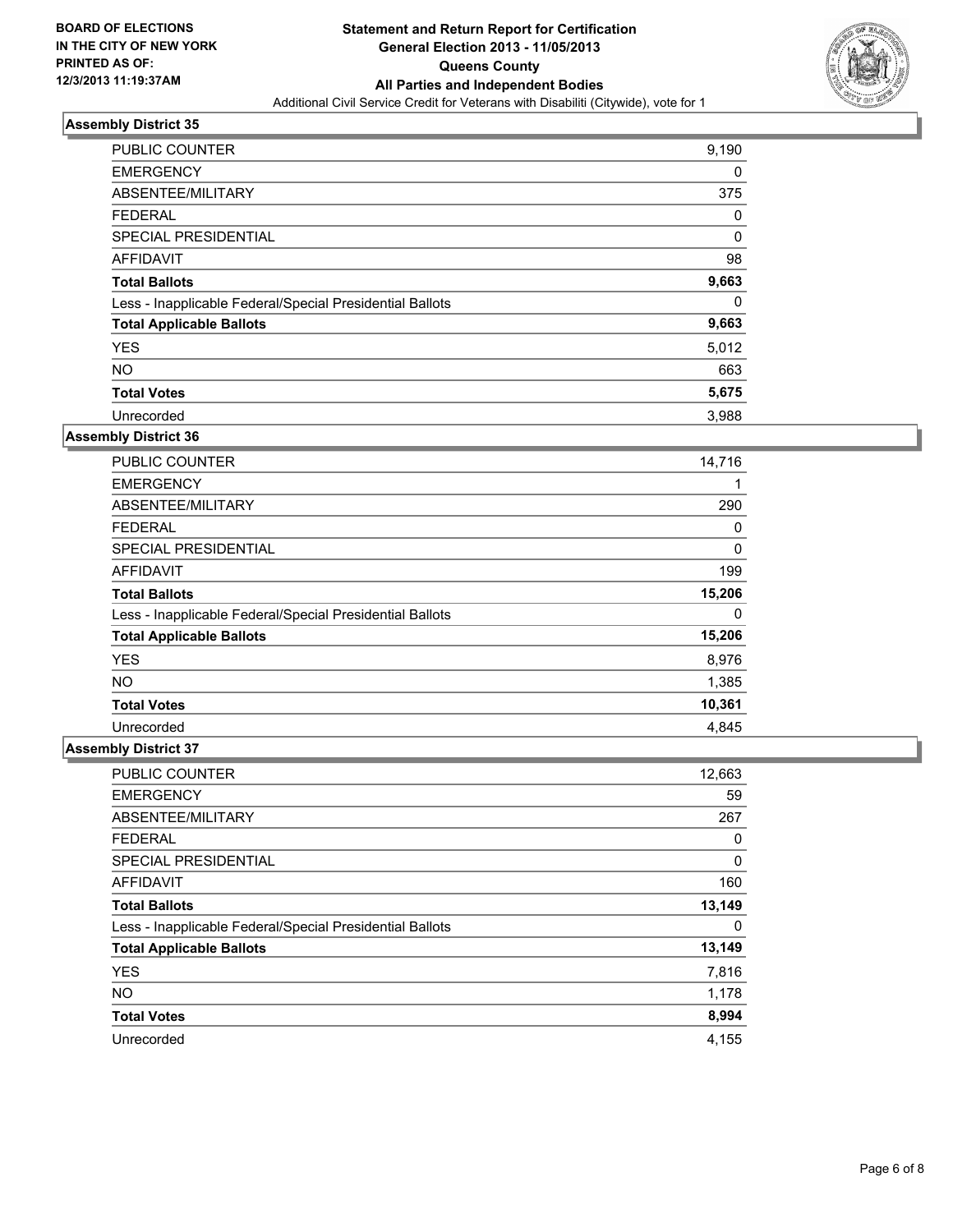BOARD OF ELECTIONS
IN THE CITY OF NEW YORK
PRINTED AS OF:
12/3/2013 11:19:37AM

**Statement and Return Report for Certification**
**General Election 2013 - 11/05/2013**
**Queens County**
**All Parties and Independent Bodies**
Additional Civil Service Credit for Veterans with Disabiliti (Citywide), vote for 1

### Assembly District 35

| | |
|---|---|
| PUBLIC COUNTER | 9,190 |
| EMERGENCY | 0 |
| ABSENTEE/MILITARY | 375 |
| FEDERAL | 0 |
| SPECIAL PRESIDENTIAL | 0 |
| AFFIDAVIT | 98 |
| **Total Ballots** | **9,663** |
| Less - Inapplicable Federal/Special Presidential Ballots | 0 |
| **Total Applicable Ballots** | **9,663** |
| YES | 5,012 |
| NO | 663 |
| **Total Votes** | **5,675** |
| Unrecorded | 3,988 |

### Assembly District 36

| | |
|---|---|
| PUBLIC COUNTER | 14,716 |
| EMERGENCY | 1 |
| ABSENTEE/MILITARY | 290 |
| FEDERAL | 0 |
| SPECIAL PRESIDENTIAL | 0 |
| AFFIDAVIT | 199 |
| **Total Ballots** | **15,206** |
| Less - Inapplicable Federal/Special Presidential Ballots | 0 |
| **Total Applicable Ballots** | **15,206** |
| YES | 8,976 |
| NO | 1,385 |
| **Total Votes** | **10,361** |
| Unrecorded | 4,845 |

### Assembly District 37

| | |
|---|---|
| PUBLIC COUNTER | 12,663 |
| EMERGENCY | 59 |
| ABSENTEE/MILITARY | 267 |
| FEDERAL | 0 |
| SPECIAL PRESIDENTIAL | 0 |
| AFFIDAVIT | 160 |
| **Total Ballots** | **13,149** |
| Less - Inapplicable Federal/Special Presidential Ballots | 0 |
| **Total Applicable Ballots** | **13,149** |
| YES | 7,816 |
| NO | 1,178 |
| **Total Votes** | **8,994** |
| Unrecorded | 4,155 |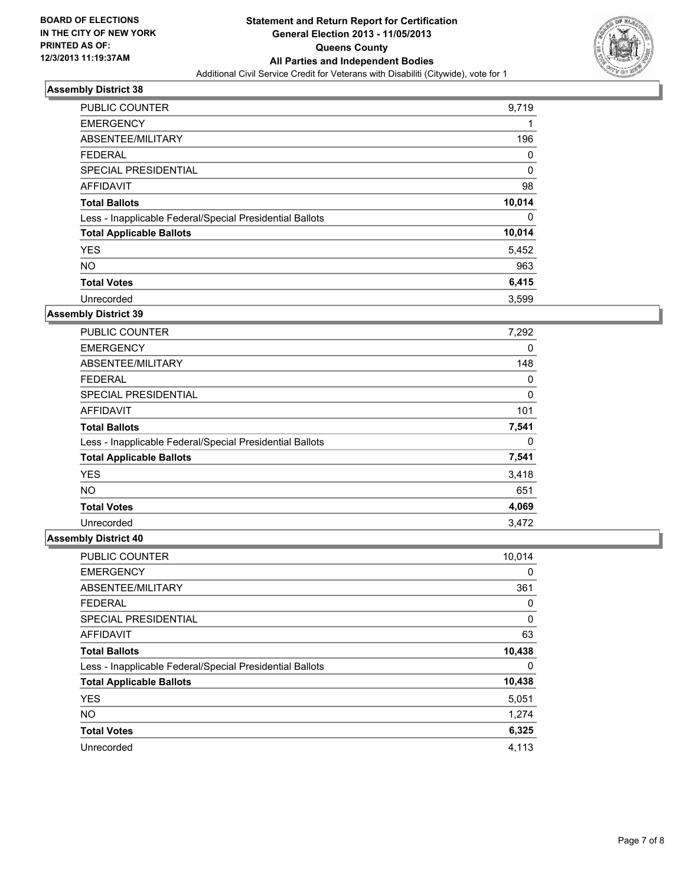**BOARD OF ELECTIONS IN THE CITY OF NEW YORK PRINTED AS OF: 12/3/2013 11:19:37AM**

**Statement and Return Report for Certification General Election 2013 - 11/05/2013 Queens County All Parties and Independent Bodies**

Additional Civil Service Credit for Veterans with Disabiliti (Citywide), vote for 1

### Assembly District 38

| | |
|---|---|
| PUBLIC COUNTER | 9,719 |
| EMERGENCY | 1 |
| ABSENTEE/MILITARY | 196 |
| FEDERAL | 0 |
| SPECIAL PRESIDENTIAL | 0 |
| AFFIDAVIT | 98 |
| **Total Ballots** | **10,014** |
| Less - Inapplicable Federal/Special Presidential Ballots | 0 |
| **Total Applicable Ballots** | **10,014** |
| YES | 5,452 |
| NO | 963 |
| **Total Votes** | **6,415** |
| Unrecorded | 3,599 |

### Assembly District 39

| | |
|---|---|
| PUBLIC COUNTER | 7,292 |
| EMERGENCY | 0 |
| ABSENTEE/MILITARY | 148 |
| FEDERAL | 0 |
| SPECIAL PRESIDENTIAL | 0 |
| AFFIDAVIT | 101 |
| **Total Ballots** | **7,541** |
| Less - Inapplicable Federal/Special Presidential Ballots | 0 |
| **Total Applicable Ballots** | **7,541** |
| YES | 3,418 |
| NO | 651 |
| **Total Votes** | **4,069** |
| Unrecorded | 3,472 |

### Assembly District 40

| | |
|---|---|
| PUBLIC COUNTER | 10,014 |
| EMERGENCY | 0 |
| ABSENTEE/MILITARY | 361 |
| FEDERAL | 0 |
| SPECIAL PRESIDENTIAL | 0 |
| AFFIDAVIT | 63 |
| **Total Ballots** | **10,438** |
| Less - Inapplicable Federal/Special Presidential Ballots | 0 |
| **Total Applicable Ballots** | **10,438** |
| YES | 5,051 |
| NO | 1,274 |
| **Total Votes** | **6,325** |
| Unrecorded | 4,113 |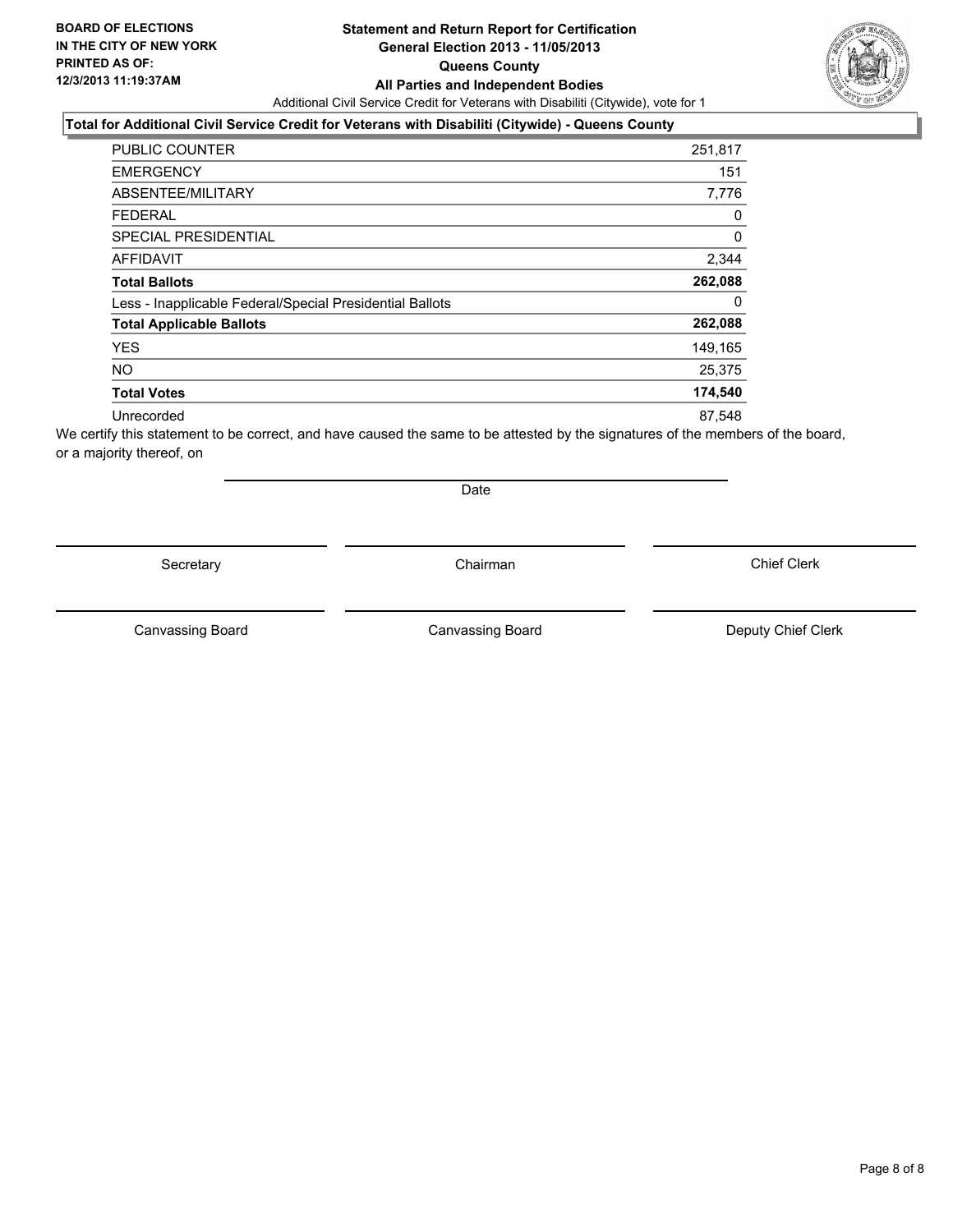**BOARD OF ELECTIONS IN THE CITY OF NEW YORK PRINTED AS OF: 12/3/2013 11:19:37AM**

**Statement and Return Report for Certification**
**General Election 2013 - 11/05/2013**
**Queens County**
**All Parties and Independent Bodies**

Additional Civil Service Credit for Veterans with Disabiliti (Citywide), vote for 1

**Total for Additional Civil Service Credit for Veterans with Disabiliti (Citywide) - Queens County**

| | |
|---|---|
| PUBLIC COUNTER | 251,817 |
| EMERGENCY | 151 |
| ABSENTEE/MILITARY | 7,776 |
| FEDERAL | 0 |
| SPECIAL PRESIDENTIAL | 0 |
| AFFIDAVIT | 2,344 |
| **Total Ballots** | **262,088** |
| Less - Inapplicable Federal/Special Presidential Ballots | 0 |
| **Total Applicable Ballots** | **262,088** |
| YES | 149,165 |
| NO | 25,375 |
| **Total Votes** | **174,540** |
| Unrecorded | 87,548 |

We certify this statement to be correct, and have caused the same to be attested by the signatures of the members of the board, or a majority thereof, on

Date

Secretary | Chairman | Chief Clerk

Canvassing Board | Canvassing Board | Deputy Chief Clerk